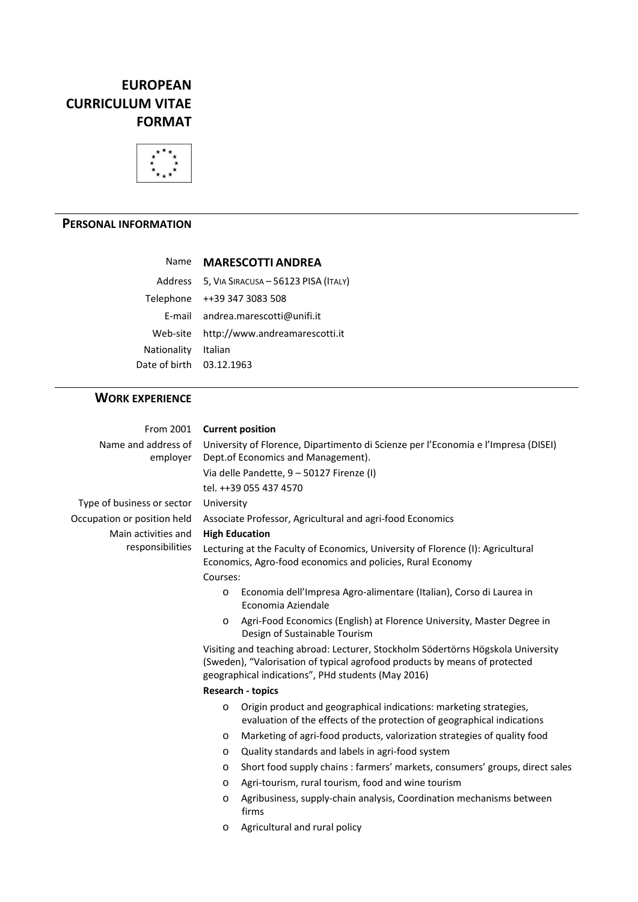# EUROPEAN CURRICULUM VITAE FORMAT

## PERSONAL INFORMATION

| | |
|---|---|
| Name | **MARESCOTTI ANDREA** |
| Address | 5, VIA SIRACUSA – 56123 PISA (ITALY) |
| Telephone | ++39 347 3083 508 |
| E-mail | andrea.marescotti@unifi.it |
| Web-site | http://www.andreamarescotti.it |
| Nationality | Italian |
| Date of birth | 03.12.1963 |

## WORK EXPERIENCE

| | |
|---|---|
| From 2001 | **Current position** |
| Name and address of employer | University of Florence, Dipartimento di Scienze per l'Economia e l'Impresa (DISEI) Dept.of Economics and Management). Via delle Pandette, 9 – 50127 Firenze (I) tel. ++39 055 437 4570 |
| Type of business or sector | University |
| Occupation or position held | Associate Professor, Agricultural and agri-food Economics |
| Main activities and responsibilities | **High Education** |

Lecturing at the Faculty of Economics, University of Florence (I): Agricultural Economics, Agro-food economics and policies, Rural Economy

Courses:

- Economia dell'Impresa Agro-alimentare (Italian), Corso di Laurea in Economia Aziendale
- Agri-Food Economics (English) at Florence University, Master Degree in Design of Sustainable Tourism

Visiting and teaching abroad: Lecturer, Stockholm Södertörns Högskola University (Sweden), "Valorisation of typical agrofood products by means of protected geographical indications", PHd students (May 2016)

**Research - topics**

- Origin product and geographical indications: marketing strategies, evaluation of the effects of the protection of geographical indications
- Marketing of agri-food products, valorization strategies of quality food
- Quality standards and labels in agri-food system
- Short food supply chains : farmers' markets, consumers' groups, direct sales
- Agri-tourism, rural tourism, food and wine tourism
- Agribusiness, supply-chain analysis, Coordination mechanisms between firms
- Agricultural and rural policy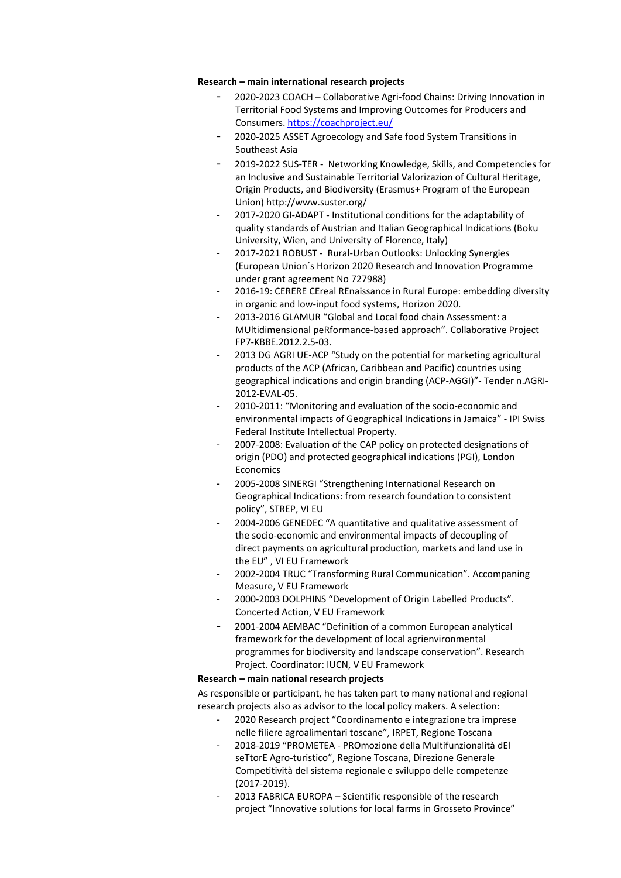**Research – main international research projects**

- 2020-2023 COACH – Collaborative Agri-food Chains: Driving Innovation in Territorial Food Systems and Improving Outcomes for Producers and Consumers. https://coachproject.eu/
- 2020-2025 ASSET Agroecology and Safe food System Transitions in Southeast Asia
- 2019-2022 SUS-TER - Networking Knowledge, Skills, and Competencies for an Inclusive and Sustainable Territorial Valorizazion of Cultural Heritage, Origin Products, and Biodiversity (Erasmus+ Program of the European Union) http://www.suster.org/
- 2017-2020 GI-ADAPT - Institutional conditions for the adaptability of quality standards of Austrian and Italian Geographical Indications (Boku University, Wien, and University of Florence, Italy)
- 2017-2021 ROBUST - Rural-Urban Outlooks: Unlocking Synergies (European Union´s Horizon 2020 Research and Innovation Programme under grant agreement No 727988)
- 2016-19: CERERE CEreal REnaissance in Rural Europe: embedding diversity in organic and low-input food systems, Horizon 2020.
- 2013-2016 GLAMUR "Global and Local food chain Assessment: a MUltidimensional peRformance-based approach". Collaborative Project FP7-KBBE.2012.2.5-03.
- 2013 DG AGRI UE-ACP "Study on the potential for marketing agricultural products of the ACP (African, Caribbean and Pacific) countries using geographical indications and origin branding (ACP-AGGI)"- Tender n.AGRI-2012-EVAL-05.
- 2010-2011: "Monitoring and evaluation of the socio-economic and environmental impacts of Geographical Indications in Jamaica" - IPI Swiss Federal Institute Intellectual Property.
- 2007-2008: Evaluation of the CAP policy on protected designations of origin (PDO) and protected geographical indications (PGI), London Economics
- 2005-2008 SINERGI "Strengthening International Research on Geographical Indications: from research foundation to consistent policy", STREP, VI EU
- 2004-2006 GENEDEC "A quantitative and qualitative assessment of the socio-economic and environmental impacts of decoupling of direct payments on agricultural production, markets and land use in the EU" , VI EU Framework
- 2002-2004 TRUC "Transforming Rural Communication". Accompaning Measure, V EU Framework
- 2000-2003 DOLPHINS "Development of Origin Labelled Products". Concerted Action, V EU Framework
- 2001-2004 AEMBAC "Definition of a common European analytical framework for the development of local agrienvironmental programmes for biodiversity and landscape conservation". Research Project. Coordinator: IUCN, V EU Framework

**Research – main national research projects**

As responsible or participant, he has taken part to many national and regional research projects also as advisor to the local policy makers. A selection:

- 2020 Research project "Coordinamento e integrazione tra imprese nelle filiere agroalimentari toscane", IRPET, Regione Toscana
- 2018-2019 "PROMETEA - PROmozione della Multifunzionalità dEl seTtorE Agro-turistico", Regione Toscana, Direzione Generale Competitività del sistema regionale e sviluppo delle competenze (2017-2019).
- 2013 FABRICA EUROPA – Scientific responsible of the research project "Innovative solutions for local farms in Grosseto Province"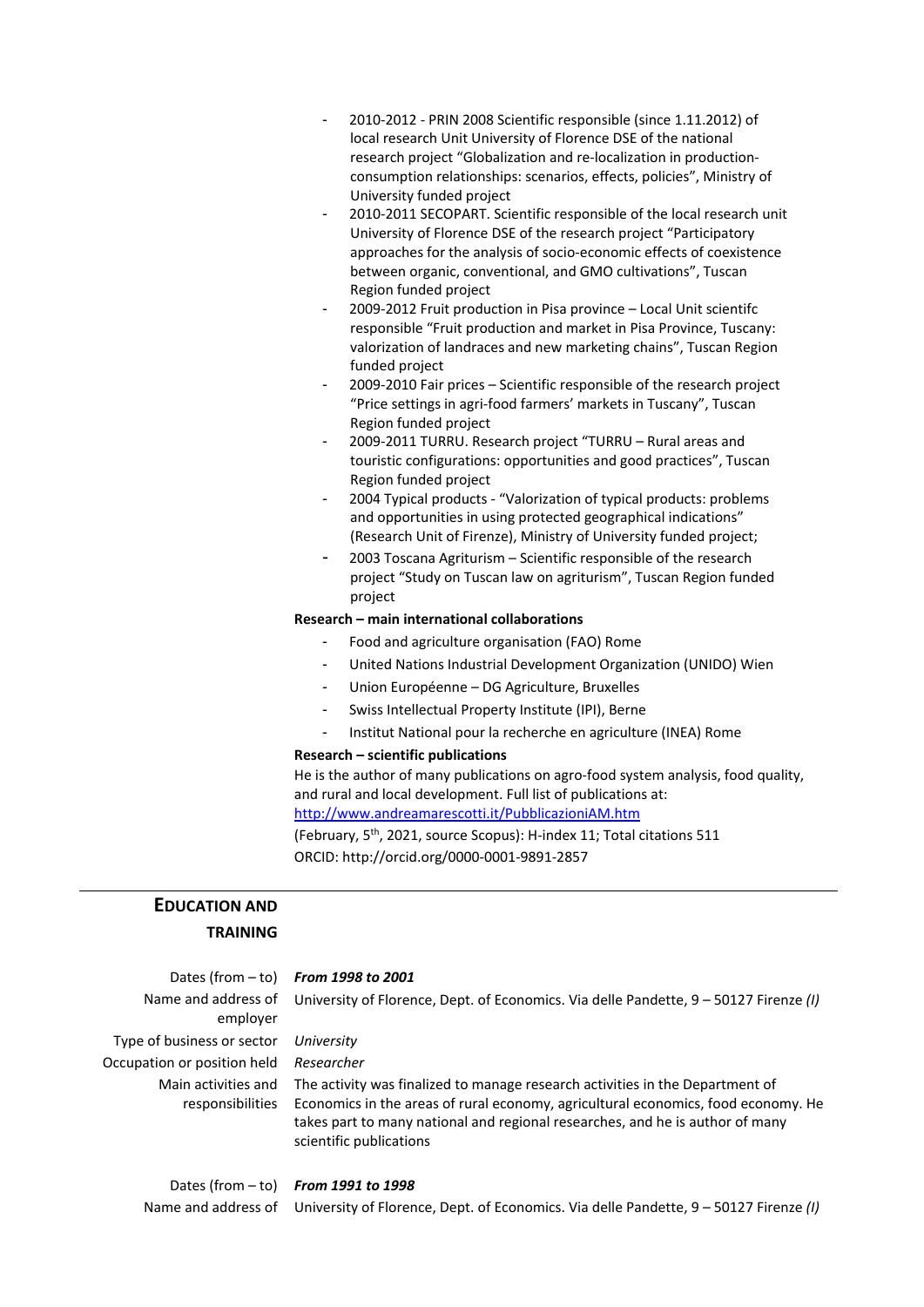- 2010-2012 - PRIN 2008 Scientific responsible (since 1.11.2012) of local research Unit University of Florence DSE of the national research project "Globalization and re-localization in production-consumption relationships: scenarios, effects, policies", Ministry of University funded project
- 2010-2011 SECOPART. Scientific responsible of the local research unit University of Florence DSE of the research project "Participatory approaches for the analysis of socio-economic effects of coexistence between organic, conventional, and GMO cultivations", Tuscan Region funded project
- 2009-2012 Fruit production in Pisa province – Local Unit scientifc responsible "Fruit production and market in Pisa Province, Tuscany: valorization of landraces and new marketing chains", Tuscan Region funded project
- 2009-2010 Fair prices – Scientific responsible of the research project "Price settings in agri-food farmers' markets in Tuscany", Tuscan Region funded project
- 2009-2011 TURRU. Research project "TURRU – Rural areas and touristic configurations: opportunities and good practices", Tuscan Region funded project
- 2004 Typical products - "Valorization of typical products: problems and opportunities in using protected geographical indications" (Research Unit of Firenze), Ministry of University funded project;
- 2003 Toscana Agriturism – Scientific responsible of the research project "Study on Tuscan law on agriturism", Tuscan Region funded project

**Research – main international collaborations**

- Food and agriculture organisation (FAO) Rome
- United Nations Industrial Development Organization (UNIDO) Wien
- Union Européenne – DG Agriculture, Bruxelles
- Swiss Intellectual Property Institute (IPI), Berne
- Institut National pour la recherche en agriculture (INEA) Rome

**Research – scientific publications**

He is the author of many publications on agro-food system analysis, food quality, and rural and local development. Full list of publications at: http://www.andreamarescotti.it/PubblicazioniAM.htm

(February, 5th, 2021, source Scopus): H-index 11; Total citations 511

ORCID: http://orcid.org/0000-0001-9891-2857

## EDUCATION AND TRAINING

| | |
|---|---|
| Dates (from – to) | ***From 1998 to 2001*** |
| Name and address of employer | University of Florence, Dept. of Economics. Via delle Pandette, 9 – 50127 Firenze *(I)* |
| Type of business or sector | *University* |
| Occupation or position held | *Researcher* |
| Main activities and responsibilities | The activity was finalized to manage research activities in the Department of Economics in the areas of rural economy, agricultural economics, food economy. He takes part to many national and regional researches, and he is author of many scientific publications |

| | |
|---|---|
| Dates (from – to) | ***From 1991 to 1998*** |
| Name and address of | University of Florence, Dept. of Economics. Via delle Pandette, 9 – 50127 Firenze *(I)* |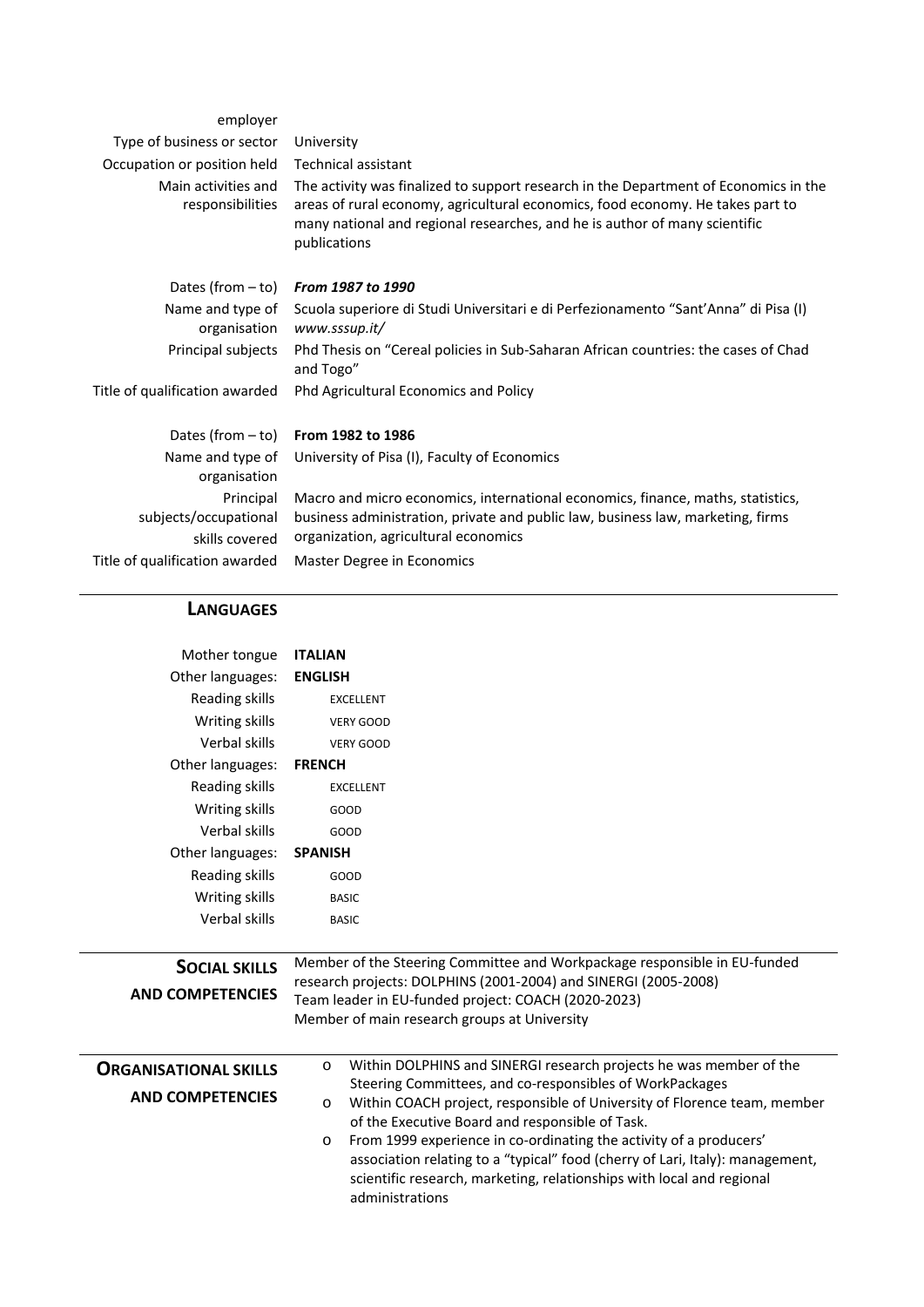| | |
|---|---|
| employer | |
| Type of business or sector | University |
| Occupation or position held | Technical assistant |
| Main activities and responsibilities | The activity was finalized to support research in the Department of Economics in the areas of rural economy, agricultural economics, food economy. He takes part to many national and regional researches, and he is author of many scientific publications |

| | |
|---|---|
| Dates (from – to) | ***From 1987 to 1990*** |
| Name and type of organisation | Scuola superiore di Studi Universitari e di Perfezionamento "Sant'Anna" di Pisa (I) *www.sssup.it/* |
| Principal subjects | Phd Thesis on "Cereal policies in Sub-Saharan African countries: the cases of Chad and Togo" |
| Title of qualification awarded | Phd Agricultural Economics and Policy |

| | |
|---|---|
| Dates (from – to) | **From 1982 to 1986** |
| Name and type of organisation | University of Pisa (I), Faculty of Economics |
| Principal subjects/occupational skills covered | Macro and micro economics, international economics, finance, maths, statistics, business administration, private and public law, business law, marketing, firms organization, agricultural economics |
| Title of qualification awarded | Master Degree in Economics |

## LANGUAGES

| | |
|---|---|
| Mother tongue | **ITALIAN** |
| Other languages: | **ENGLISH** |
| Reading skills | EXCELLENT |
| Writing skills | VERY GOOD |
| Verbal skills | VERY GOOD |
| Other languages: | **FRENCH** |
| Reading skills | EXCELLENT |
| Writing skills | GOOD |
| Verbal skills | GOOD |
| Other languages: | **SPANISH** |
| Reading skills | GOOD |
| Writing skills | BASIC |
| Verbal skills | BASIC |

## SOCIAL SKILLS AND COMPETENCIES

Member of the Steering Committee and Workpackage responsible in EU-funded research projects: DOLPHINS (2001-2004) and SINERGI (2005-2008)
Team leader in EU-funded project: COACH (2020-2023)
Member of main research groups at University

## ORGANISATIONAL SKILLS AND COMPETENCIES

- Within DOLPHINS and SINERGI research projects he was member of the Steering Committees, and co-responsibles of WorkPackages
- Within COACH project, responsible of University of Florence team, member of the Executive Board and responsible of Task.
- From 1999 experience in co-ordinating the activity of a producers' association relating to a "typical" food (cherry of Lari, Italy): management, scientific research, marketing, relationships with local and regional administrations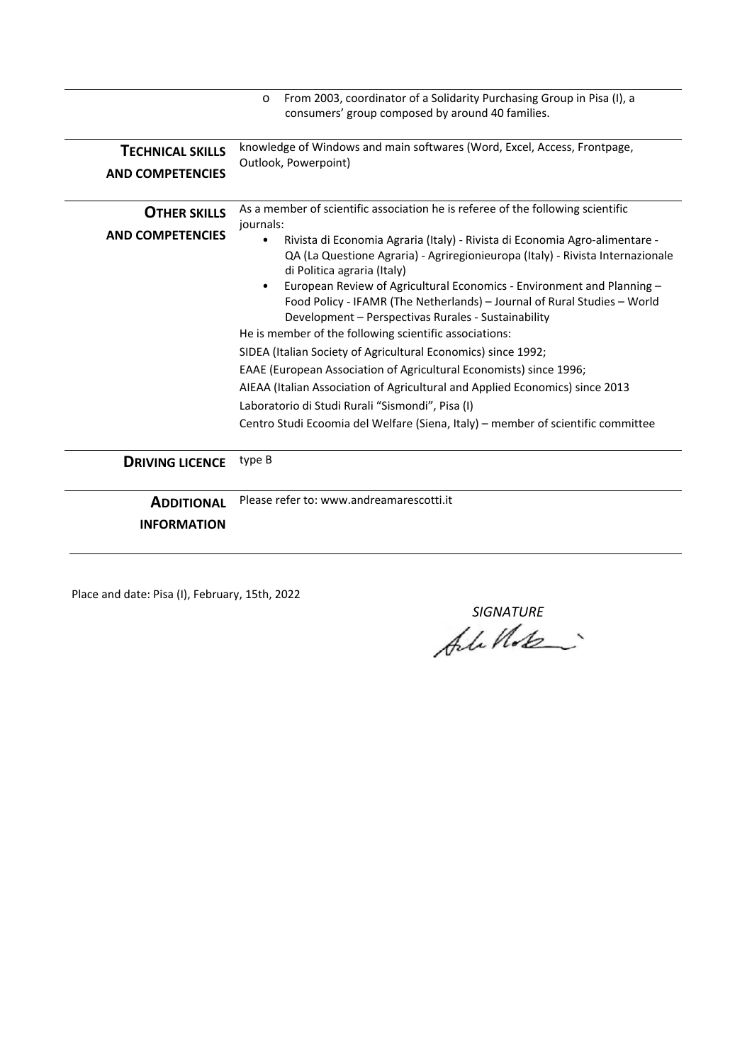- From 2003, coordinator of a Solidarity Purchasing Group in Pisa (I), a consumers' group composed by around 40 families.

| | |
|---|---|
| **TECHNICAL SKILLS AND COMPETENCIES** | knowledge of Windows and main softwares (Word, Excel, Access, Frontpage, Outlook, Powerpoint) |
| **OTHER SKILLS AND COMPETENCIES** | As a member of scientific association he is referee of the following scientific journals:<br>• Rivista di Economia Agraria (Italy) - Rivista di Economia Agro-alimentare - QA (La Questione Agraria) - Agriregionieuropa (Italy) - Rivista Internazionale di Politica agraria (Italy)<br>• European Review of Agricultural Economics - Environment and Planning – Food Policy - IFAMR (The Netherlands) – Journal of Rural Studies – World Development – Perspectivas Rurales - Sustainability<br>He is member of the following scientific associations:<br>SIDEA (Italian Society of Agricultural Economics) since 1992;<br>EAAE (European Association of Agricultural Economists) since 1996;<br>AIEAA (Italian Association of Agricultural and Applied Economics) since 2013<br>Laboratorio di Studi Rurali "Sismondi", Pisa (I)<br>Centro Studi Ecoomia del Welfare (Siena, Italy) – member of scientific committee |
| **DRIVING LICENCE** | type B |
| **ADDITIONAL INFORMATION** | Please refer to: www.andreamarescotti.it |

Place and date: Pisa (I), February, 15th, 2022

*SIGNATURE*